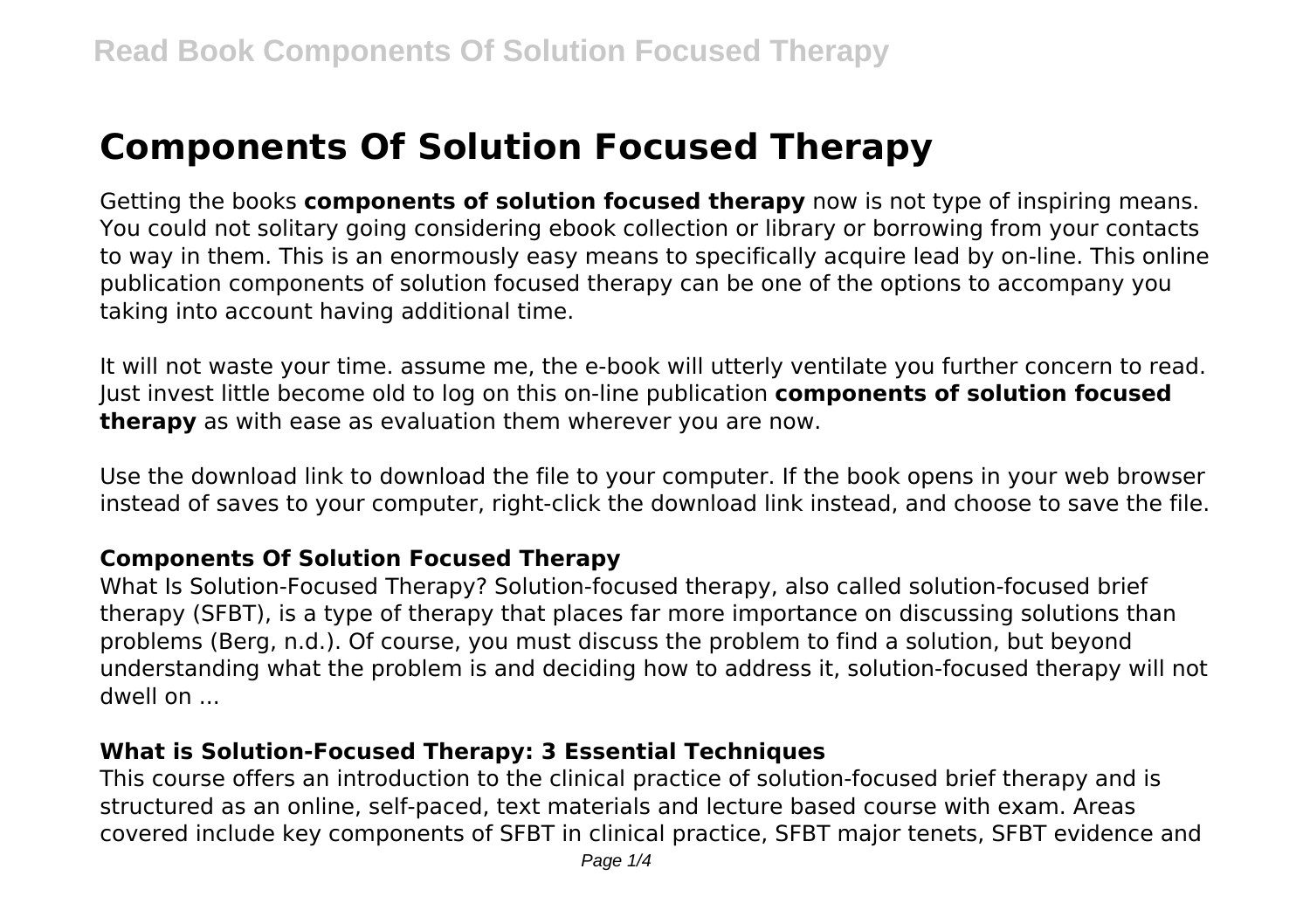# Components Of Solution Focused Therapy

Getting the books **components of solution focused therapy** now is not type of inspiring means. You could not solitary going considering ebook collection or library or borrowing from your contacts to way in them. This is an enormously easy means to specifically acquire lead by on-line. This online publication components of solution focused therapy can be one of the options to accompany you taking into account having additional time.

It will not waste your time. assume me, the e-book will utterly ventilate you further concern to read. Just invest little become old to log on this on-line publication **components of solution focused therapy** as with ease as evaluation them wherever you are now.

Use the download link to download the file to your computer. If the book opens in your web browser instead of saves to your computer, right-click the download link instead, and choose to save the file.

### Components Of Solution Focused Therapy

What Is Solution-Focused Therapy? Solution-focused therapy, also called solution-focused brief therapy (SFBT), is a type of therapy that places far more importance on discussing solutions than problems (Berg, n.d.). Of course, you must discuss the problem to find a solution, but beyond understanding what the problem is and deciding how to address it, solution-focused therapy will not dwell on ...

### What is Solution-Focused Therapy: 3 Essential Techniques

This course offers an introduction to the clinical practice of solution-focused brief therapy and is structured as an online, self-paced, text materials and lecture based course with exam. Areas covered include key components of SFBT in clinical practice, SFBT major tenets, SFBT evidence and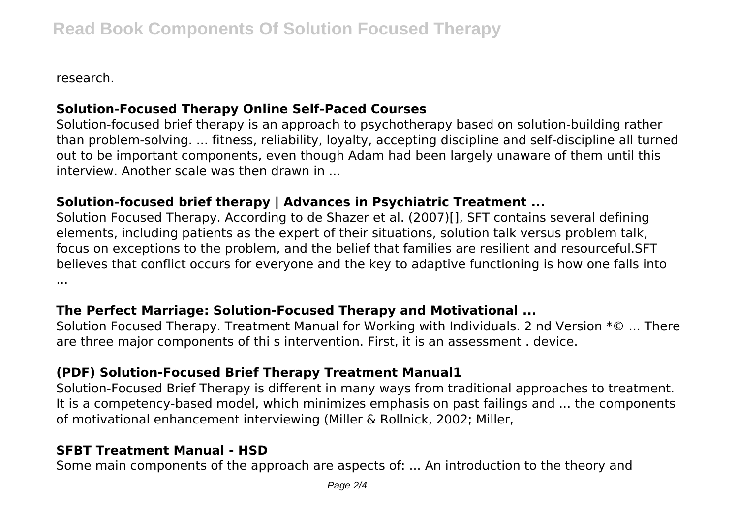research.

### Solution-Focused Therapy Online Self-Paced Courses

Solution-focused brief therapy is an approach to psychotherapy based on solution-building rather than problem-solving. ... fitness, reliability, loyalty, accepting discipline and self-discipline all turned out to be important components, even though Adam had been largely unaware of them until this interview. Another scale was then drawn in ...

### Solution-focused brief therapy | Advances in Psychiatric Treatment ...

Solution Focused Therapy. According to de Shazer et al. (2007)[], SFT contains several defining elements, including patients as the expert of their situations, solution talk versus problem talk, focus on exceptions to the problem, and the belief that families are resilient and resourceful.SFT believes that conflict occurs for everyone and the key to adaptive functioning is how one falls into ...

### The Perfect Marriage: Solution-Focused Therapy and Motivational ...

Solution Focused Therapy. Treatment Manual for Working with Individuals. 2 nd Version *© ... There are three major components of thi s intervention. First, it is an assessment . device.

### (PDF) Solution-Focused Brief Therapy Treatment Manual1

Solution-Focused Brief Therapy is different in many ways from traditional approaches to treatment. It is a competency-based model, which minimizes emphasis on past failings and ... the components of motivational enhancement interviewing (Miller & Rollnick, 2002; Miller,

### SFBT Treatment Manual - HSD

Some main components of the approach are aspects of: ... An introduction to the theory and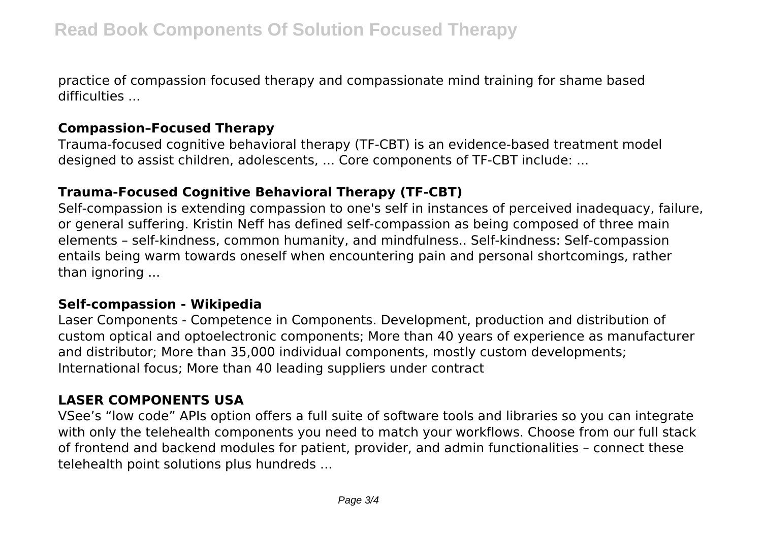practice of compassion focused therapy and compassionate mind training for shame based difficulties ...

## Compassion–Focused Therapy

Trauma-focused cognitive behavioral therapy (TF-CBT) is an evidence-based treatment model designed to assist children, adolescents, ... Core components of TF-CBT include: ...

## Trauma-Focused Cognitive Behavioral Therapy (TF-CBT)

Self-compassion is extending compassion to one's self in instances of perceived inadequacy, failure, or general suffering. Kristin Neff has defined self-compassion as being composed of three main elements – self-kindness, common humanity, and mindfulness.. Self-kindness: Self-compassion entails being warm towards oneself when encountering pain and personal shortcomings, rather than ignoring ...

## Self-compassion - Wikipedia

Laser Components - Competence in Components. Development, production and distribution of custom optical and optoelectronic components; More than 40 years of experience as manufacturer and distributor; More than 35,000 individual components, mostly custom developments; International focus; More than 40 leading suppliers under contract

## LASER COMPONENTS USA

VSee's "low code" APIs option offers a full suite of software tools and libraries so you can integrate with only the telehealth components you need to match your workflows. Choose from our full stack of frontend and backend modules for patient, provider, and admin functionalities – connect these telehealth point solutions plus hundreds ...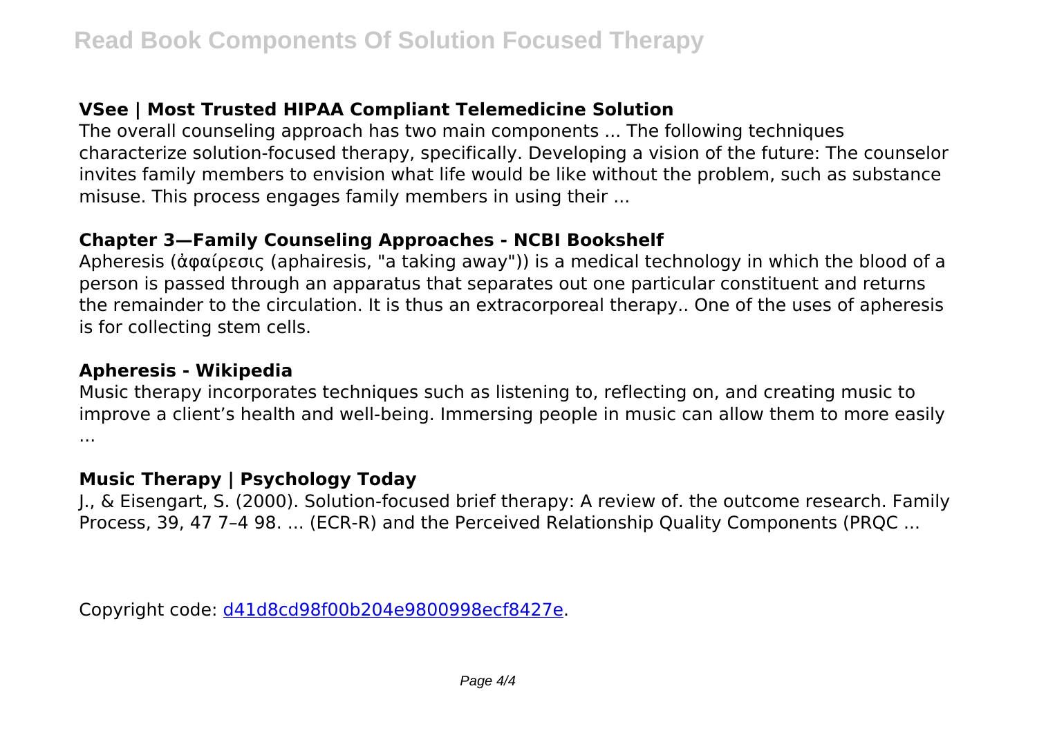### VSee | Most Trusted HIPAA Compliant Telemedicine Solution

The overall counseling approach has two main components ... The following techniques characterize solution-focused therapy, specifically. Developing a vision of the future: The counselor invites family members to envision what life would be like without the problem, such as substance misuse. This process engages family members in using their ...

### Chapter 3—Family Counseling Approaches - NCBI Bookshelf

Apheresis (ἀφαίρεσις (aphairesis, "a taking away")) is a medical technology in which the blood of a person is passed through an apparatus that separates out one particular constituent and returns the remainder to the circulation. It is thus an extracorporeal therapy.. One of the uses of apheresis is for collecting stem cells.

### Apheresis - Wikipedia

Music therapy incorporates techniques such as listening to, reflecting on, and creating music to improve a client's health and well-being. Immersing people in music can allow them to more easily ...

### Music Therapy | Psychology Today

J., & Eisengart, S. (2000). Solution-focused brief therapy: A review of. the outcome research. Family Process, 39, 47 7–4 98. ... (ECR-R) and the Perceived Relationship Quality Components (PRQC ...

Copyright code: [d41d8cd98f00b204e9800998ecf8427e](d41d8cd98f00b204e9800998ecf8427e).